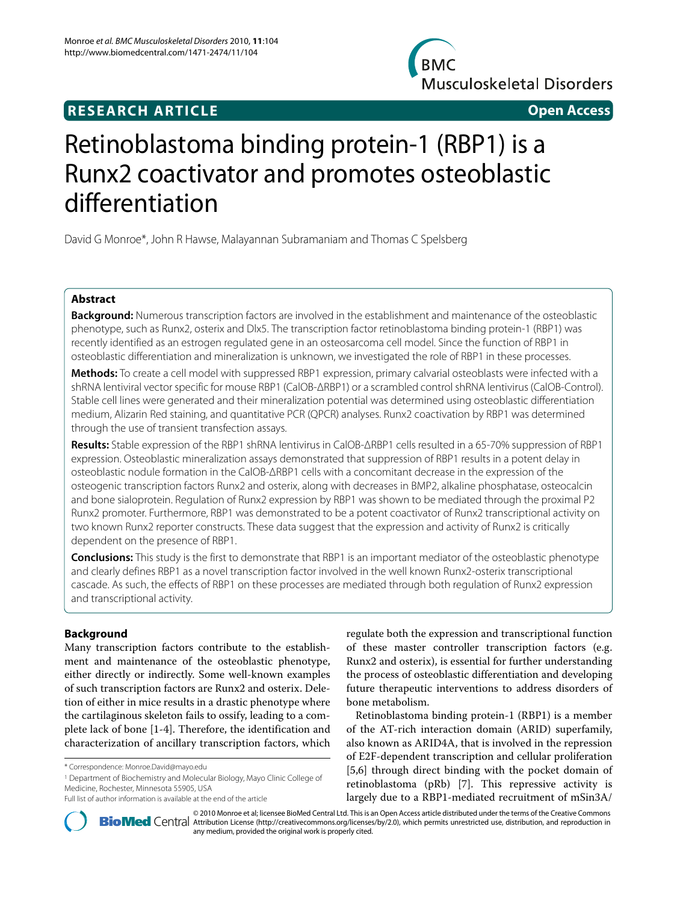**RESEARCH ARTICLE** **Open Access**

# Retinoblastoma binding protein-1 (RBP1) is a Runx2 coactivator and promotes osteoblastic differentiation

David G Monroe*, John R Hawse, Malayannan Subramaniam and Thomas C Spelsberg

## Abstract

**Background:** Numerous transcription factors are involved in the establishment and maintenance of the osteoblastic phenotype, such as Runx2, osterix and Dlx5. The transcription factor retinoblastoma binding protein-1 (RBP1) was recently identified as an estrogen regulated gene in an osteosarcoma cell model. Since the function of RBP1 in osteoblastic differentiation and mineralization is unknown, we investigated the role of RBP1 in these processes.

**Methods:** To create a cell model with suppressed RBP1 expression, primary calvarial osteoblasts were infected with a shRNA lentiviral vector specific for mouse RBP1 (CalOB-ΔRBP1) or a scrambled control shRNA lentivirus (CalOB-Control). Stable cell lines were generated and their mineralization potential was determined using osteoblastic differentiation medium, Alizarin Red staining, and quantitative PCR (QPCR) analyses. Runx2 coactivation by RBP1 was determined through the use of transient transfection assays.

**Results:** Stable expression of the RBP1 shRNA lentivirus in CalOB-ΔRBP1 cells resulted in a 65-70% suppression of RBP1 expression. Osteoblastic mineralization assays demonstrated that suppression of RBP1 results in a potent delay in osteoblastic nodule formation in the CalOB-ΔRBP1 cells with a concomitant decrease in the expression of the osteogenic transcription factors Runx2 and osterix, along with decreases in BMP2, alkaline phosphatase, osteocalcin and bone sialoprotein. Regulation of Runx2 expression by RBP1 was shown to be mediated through the proximal P2 Runx2 promoter. Furthermore, RBP1 was demonstrated to be a potent coactivator of Runx2 transcriptional activity on two known Runx2 reporter constructs. These data suggest that the expression and activity of Runx2 is critically dependent on the presence of RBP1.

**Conclusions:** This study is the first to demonstrate that RBP1 is an important mediator of the osteoblastic phenotype and clearly defines RBP1 as a novel transcription factor involved in the well known Runx2-osterix transcriptional cascade. As such, the effects of RBP1 on these processes are mediated through both regulation of Runx2 expression and transcriptional activity.

## Background

Many transcription factors contribute to the establishment and maintenance of the osteoblastic phenotype, either directly or indirectly. Some well-known examples of such transcription factors are Runx2 and osterix. Deletion of either in mice results in a drastic phenotype where the cartilaginous skeleton fails to ossify, leading to a complete lack of bone [1-4]. Therefore, the identification and characterization of ancillary transcription factors, which regulate both the expression and transcriptional function of these master controller transcription factors (e.g. Runx2 and osterix), is essential for further understanding the process of osteoblastic differentiation and developing future therapeutic interventions to address disorders of bone metabolism.

Retinoblastoma binding protein-1 (RBP1) is a member of the AT-rich interaction domain (ARID) superfamily, also known as ARID4A, that is involved in the repression of E2F-dependent transcription and cellular proliferation [5,6] through direct binding with the pocket domain of retinoblastoma (pRb) [7]. This repressive activity is largely due to a RBP1-mediated recruitment of mSin3A/

\* Correspondence: Monroe.David@mayo.edu

[1] Department of Biochemistry and Molecular Biology, Mayo Clinic College of Medicine, Rochester, Minnesota 55905, USA

Full list of author information is available at the end of the article

© 2010 Monroe et al; licensee BioMed Central Ltd. This is an Open Access article distributed under the terms of the Creative Commons Attribution License (http://creativecommons.org/licenses/by/2.0), which permits unrestricted use, distribution, and reproduction in any medium, provided the original work is properly cited.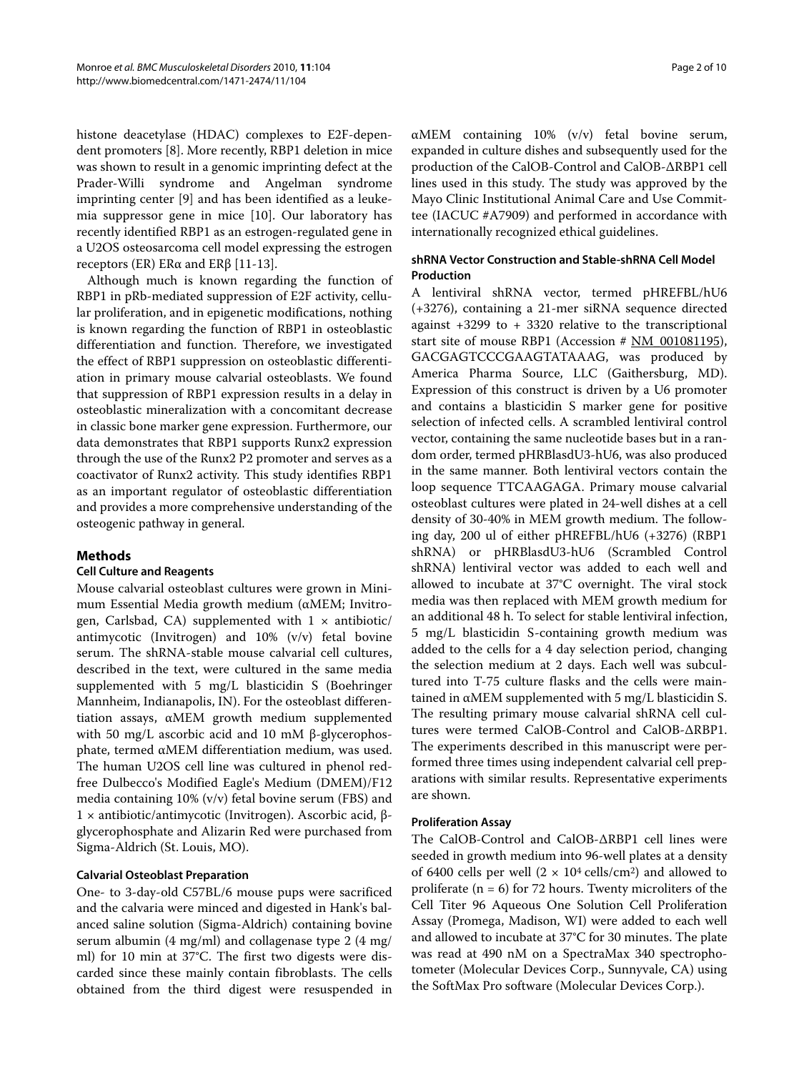histone deacetylase (HDAC) complexes to E2F-dependent promoters [8]. More recently, RBP1 deletion in mice was shown to result in a genomic imprinting defect at the Prader-Willi syndrome and Angelman syndrome imprinting center [9] and has been identified as a leukemia suppressor gene in mice [10]. Our laboratory has recently identified RBP1 as an estrogen-regulated gene in a U2OS osteosarcoma cell model expressing the estrogen receptors (ER) ERα and ERβ [11-13].

Although much is known regarding the function of RBP1 in pRb-mediated suppression of E2F activity, cellular proliferation, and in epigenetic modifications, nothing is known regarding the function of RBP1 in osteoblastic differentiation and function. Therefore, we investigated the effect of RBP1 suppression on osteoblastic differentiation in primary mouse calvarial osteoblasts. We found that suppression of RBP1 expression results in a delay in osteoblastic mineralization with a concomitant decrease in classic bone marker gene expression. Furthermore, our data demonstrates that RBP1 supports Runx2 expression through the use of the Runx2 P2 promoter and serves as a coactivator of Runx2 activity. This study identifies RBP1 as an important regulator of osteoblastic differentiation and provides a more comprehensive understanding of the osteogenic pathway in general.

## Methods

### Cell Culture and Reagents

Mouse calvarial osteoblast cultures were grown in Minimum Essential Media growth medium (αMEM; Invitrogen, Carlsbad, CA) supplemented with 1 × antibiotic/antimycotic (Invitrogen) and 10% (v/v) fetal bovine serum. The shRNA-stable mouse calvarial cell cultures, described in the text, were cultured in the same media supplemented with 5 mg/L blasticidin S (Boehringer Mannheim, Indianapolis, IN). For the osteoblast differentiation assays, αMEM growth medium supplemented with 50 mg/L ascorbic acid and 10 mM β-glycerophosphate, termed αMEM differentiation medium, was used. The human U2OS cell line was cultured in phenol red-free Dulbecco's Modified Eagle's Medium (DMEM)/F12 media containing 10% (v/v) fetal bovine serum (FBS) and 1 × antibiotic/antimycotic (Invitrogen). Ascorbic acid, β-glycerophosphate and Alizarin Red were purchased from Sigma-Aldrich (St. Louis, MO).

### Calvarial Osteoblast Preparation

One- to 3-day-old C57BL/6 mouse pups were sacrificed and the calvaria were minced and digested in Hank's balanced saline solution (Sigma-Aldrich) containing bovine serum albumin (4 mg/ml) and collagenase type 2 (4 mg/ml) for 10 min at 37°C. The first two digests were discarded since these mainly contain fibroblasts. The cells obtained from the third digest were resuspended in αMEM containing 10% (v/v) fetal bovine serum, expanded in culture dishes and subsequently used for the production of the CalOB-Control and CalOB-ΔRBP1 cell lines used in this study. The study was approved by the Mayo Clinic Institutional Animal Care and Use Committee (IACUC #A7909) and performed in accordance with internationally recognized ethical guidelines.

### shRNA Vector Construction and Stable-shRNA Cell Model Production

A lentiviral shRNA vector, termed pHREFBL/hU6 (+3276), containing a 21-mer siRNA sequence directed against +3299 to + 3320 relative to the transcriptional start site of mouse RBP1 (Accession # NM_001081195), GACGAGTCCCGAAGTATAAAG, was produced by America Pharma Source, LLC (Gaithersburg, MD). Expression of this construct is driven by a U6 promoter and contains a blasticidin S marker gene for positive selection of infected cells. A scrambled lentiviral control vector, containing the same nucleotide bases but in a random order, termed pHRBlasdU3-hU6, was also produced in the same manner. Both lentiviral vectors contain the loop sequence TTCAAGAGA. Primary mouse calvarial osteoblast cultures were plated in 24-well dishes at a cell density of 30-40% in MEM growth medium. The following day, 200 ul of either pHREFBL/hU6 (+3276) (RBP1 shRNA) or pHRBlasdU3-hU6 (Scrambled Control shRNA) lentiviral vector was added to each well and allowed to incubate at 37°C overnight. The viral stock media was then replaced with MEM growth medium for an additional 48 h. To select for stable lentiviral infection, 5 mg/L blasticidin S-containing growth medium was added to the cells for a 4 day selection period, changing the selection medium at 2 days. Each well was subcultured into T-75 culture flasks and the cells were maintained in αMEM supplemented with 5 mg/L blasticidin S. The resulting primary mouse calvarial shRNA cell cultures were termed CalOB-Control and CalOB-ΔRBP1. The experiments described in this manuscript were performed three times using independent calvarial cell preparations with similar results. Representative experiments are shown.

### Proliferation Assay

The CalOB-Control and CalOB-ΔRBP1 cell lines were seeded in growth medium into 96-well plates at a density of 6400 cells per well ($2 \times 10^4$ cells/cm$^2$) and allowed to proliferate (n = 6) for 72 hours. Twenty microliters of the Cell Titer 96 Aqueous One Solution Cell Proliferation Assay (Promega, Madison, WI) were added to each well and allowed to incubate at 37°C for 30 minutes. The plate was read at 490 nM on a SpectraMax 340 spectrophotometer (Molecular Devices Corp., Sunnyvale, CA) using the SoftMax Pro software (Molecular Devices Corp.).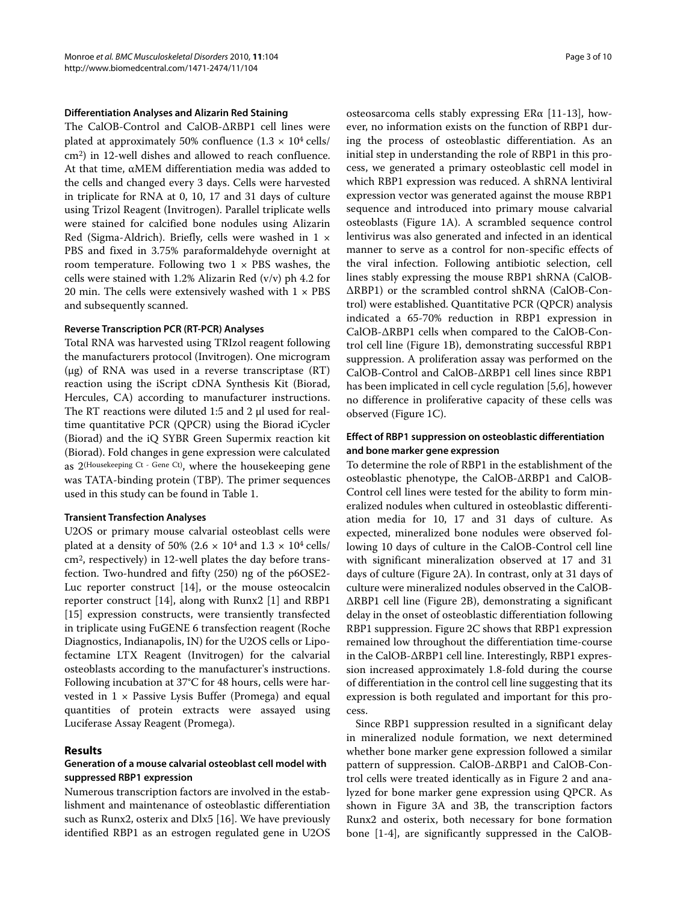### Differentiation Analyses and Alizarin Red Staining

The CalOB-Control and CalOB-ΔRBP1 cell lines were plated at approximately 50% confluence ($1.3 \times 10^4$ cells/$cm^2$) in 12-well dishes and allowed to reach confluence. At that time, αMEM differentiation media was added to the cells and changed every 3 days. Cells were harvested in triplicate for RNA at 0, 10, 17 and 31 days of culture using Trizol Reagent (Invitrogen). Parallel triplicate wells were stained for calcified bone nodules using Alizarin Red (Sigma-Aldrich). Briefly, cells were washed in 1 × PBS and fixed in 3.75% paraformaldehyde overnight at room temperature. Following two 1 × PBS washes, the cells were stained with 1.2% Alizarin Red (v/v) ph 4.2 for 20 min. The cells were extensively washed with 1 × PBS and subsequently scanned.

### Reverse Transcription PCR (RT-PCR) Analyses

Total RNA was harvested using TRIzol reagent following the manufacturers protocol (Invitrogen). One microgram (μg) of RNA was used in a reverse transcriptase (RT) reaction using the iScript cDNA Synthesis Kit (Biorad, Hercules, CA) according to manufacturer instructions. The RT reactions were diluted 1:5 and 2 μl used for real-time quantitative PCR (QPCR) using the Biorad iCycler (Biorad) and the iQ SYBR Green Supermix reaction kit (Biorad). Fold changes in gene expression were calculated as $2^{(\text{Housekeeping Ct - Gene Ct})}$, where the housekeeping gene was TATA-binding protein (TBP). The primer sequences used in this study can be found in Table 1.

### Transient Transfection Analyses

U2OS or primary mouse calvarial osteoblast cells were plated at a density of 50% ($2.6 \times 10^4$ and $1.3 \times 10^4$ cells/$cm^2$, respectively) in 12-well plates the day before transfection. Two-hundred and fifty (250) ng of the p6OSE2-Luc reporter construct [14], or the mouse osteocalcin reporter construct [14], along with Runx2 [1] and RBP1 [15] expression constructs, were transiently transfected in triplicate using FuGENE 6 transfection reagent (Roche Diagnostics, Indianapolis, IN) for the U2OS cells or Lipofectamine LTX Reagent (Invitrogen) for the calvarial osteoblasts according to the manufacturer's instructions. Following incubation at 37°C for 48 hours, cells were harvested in 1 × Passive Lysis Buffer (Promega) and equal quantities of protein extracts were assayed using Luciferase Assay Reagent (Promega).

## Results

### Generation of a mouse calvarial osteoblast cell model with suppressed RBP1 expression

Numerous transcription factors are involved in the establishment and maintenance of osteoblastic differentiation such as Runx2, osterix and Dlx5 [16]. We have previously identified RBP1 as an estrogen regulated gene in U2OS osteosarcoma cells stably expressing ERα [11-13], however, no information exists on the function of RBP1 during the process of osteoblastic differentiation. As an initial step in understanding the role of RBP1 in this process, we generated a primary osteoblastic cell model in which RBP1 expression was reduced. A shRNA lentiviral expression vector was generated against the mouse RBP1 sequence and introduced into primary mouse calvarial osteoblasts (Figure 1A). A scrambled sequence control lentivirus was also generated and infected in an identical manner to serve as a control for non-specific effects of the viral infection. Following antibiotic selection, cell lines stably expressing the mouse RBP1 shRNA (CalOB-ΔRBP1) or the scrambled control shRNA (CalOB-Control) were established. Quantitative PCR (QPCR) analysis indicated a 65-70% reduction in RBP1 expression in CalOB-ΔRBP1 cells when compared to the CalOB-Control cell line (Figure 1B), demonstrating successful RBP1 suppression. A proliferation assay was performed on the CalOB-Control and CalOB-ΔRBP1 cell lines since RBP1 has been implicated in cell cycle regulation [5,6], however no difference in proliferative capacity of these cells was observed (Figure 1C).

### Effect of RBP1 suppression on osteoblastic differentiation and bone marker gene expression

To determine the role of RBP1 in the establishment of the osteoblastic phenotype, the CalOB-ΔRBP1 and CalOB-Control cell lines were tested for the ability to form mineralized nodules when cultured in osteoblastic differentiation media for 10, 17 and 31 days of culture. As expected, mineralized bone nodules were observed following 10 days of culture in the CalOB-Control cell line with significant mineralization observed at 17 and 31 days of culture (Figure 2A). In contrast, only at 31 days of culture were mineralized nodules observed in the CalOB-ΔRBP1 cell line (Figure 2B), demonstrating a significant delay in the onset of osteoblastic differentiation following RBP1 suppression. Figure 2C shows that RBP1 expression remained low throughout the differentiation time-course in the CalOB-ΔRBP1 cell line. Interestingly, RBP1 expression increased approximately 1.8-fold during the course of differentiation in the control cell line suggesting that its expression is both regulated and important for this process.

Since RBP1 suppression resulted in a significant delay in mineralized nodule formation, we next determined whether bone marker gene expression followed a similar pattern of suppression. CalOB-ΔRBP1 and CalOB-Control cells were treated identically as in Figure 2 and analyzed for bone marker gene expression using QPCR. As shown in Figure 3A and 3B, the transcription factors Runx2 and osterix, both necessary for bone formation bone [1-4], are significantly suppressed in the CalOB-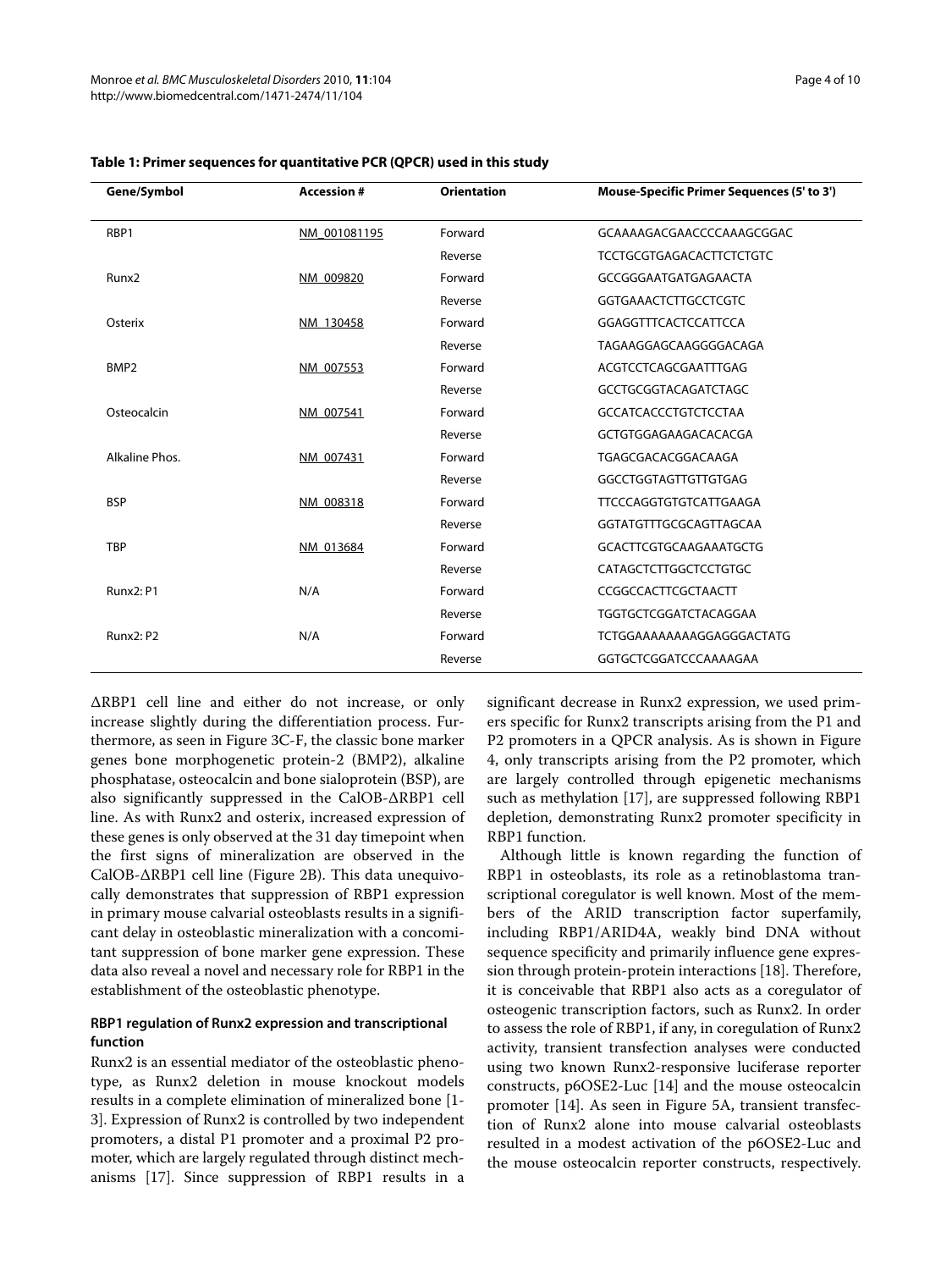**Table 1: Primer sequences for quantitative PCR (QPCR) used in this study**

| Gene/Symbol | Accession # | Orientation | Mouse-Specific Primer Sequences (5' to 3') |
| --- | --- | --- | --- |
| RBP1 | NM_001081195 | Forward | GCAAAAGACGAACCCCAAAGCGGAC |
| | | Reverse | TCCTGCGTGAGACACTTCTCTGTC |
| Runx2 | NM 009820 | Forward | GCCGGGAATGATGAGAACTA |
| | | Reverse | GGTGAAACTCTTGCCTCGTC |
| Osterix | NM 130458 | Forward | GGAGGTTTCACTCCATTCCA |
| | | Reverse | TAGAAGGAGCAAGGGGACAGA |
| BMP2 | NM 007553 | Forward | ACGTCCTCAGCGAATTTGAG |
| | | Reverse | GCCTGCGGTACAGATCTAGC |
| Osteocalcin | NM 007541 | Forward | GCCATCACCCTGTCTCCTAA |
| | | Reverse | GCTGTGGAGAAGACACACGA |
| Alkaline Phos. | NM 007431 | Forward | TGAGCGACACGGACAAGA |
| | | Reverse | GGCCTGGTAGTTGTTGTGAG |
| BSP | NM 008318 | Forward | TTCCCAGGTGTGTCATTGAAGA |
| | | Reverse | GGTATGTTTGCGCAGTTAGCAA |
| TBP | NM 013684 | Forward | GCACTTCGTGCAAGAAATGCTG |
| | | Reverse | CATAGCTCTTGGCTCCTGTGC |
| Runx2: P1 | N/A | Forward | CCGGCCACTTCGCTAACTT |
| | | Reverse | TGGTGCTCGGATCTACAGGAA |
| Runx2: P2 | N/A | Forward | TCTGGAAAAAAAAGGAGGGACTATG |
| | | Reverse | GGTGCTCGGATCCCAAAAGAA |

ΔRBP1 cell line and either do not increase, or only increase slightly during the differentiation process. Furthermore, as seen in Figure 3C-F, the classic bone marker genes bone morphogenetic protein-2 (BMP2), alkaline phosphatase, osteocalcin and bone sialoprotein (BSP), are also significantly suppressed in the CalOB-ΔRBP1 cell line. As with Runx2 and osterix, increased expression of these genes is only observed at the 31 day timepoint when the first signs of mineralization are observed in the CalOB-ΔRBP1 cell line (Figure 2B). This data unequivocally demonstrates that suppression of RBP1 expression in primary mouse calvarial osteoblasts results in a significant delay in osteoblastic mineralization with a concomitant suppression of bone marker gene expression. These data also reveal a novel and necessary role for RBP1 in the establishment of the osteoblastic phenotype.

### RBP1 regulation of Runx2 expression and transcriptional function

Runx2 is an essential mediator of the osteoblastic phenotype, as Runx2 deletion in mouse knockout models results in a complete elimination of mineralized bone [1-3]. Expression of Runx2 is controlled by two independent promoters, a distal P1 promoter and a proximal P2 promoter, which are largely regulated through distinct mechanisms [17]. Since suppression of RBP1 results in a significant decrease in Runx2 expression, we used primers specific for Runx2 transcripts arising from the P1 and P2 promoters in a QPCR analysis. As is shown in Figure 4, only transcripts arising from the P2 promoter, which are largely controlled through epigenetic mechanisms such as methylation [17], are suppressed following RBP1 depletion, demonstrating Runx2 promoter specificity in RBP1 function.

Although little is known regarding the function of RBP1 in osteoblasts, its role as a retinoblastoma transcriptional coregulator is well known. Most of the members of the ARID transcription factor superfamily, including RBP1/ARID4A, weakly bind DNA without sequence specificity and primarily influence gene expression through protein-protein interactions [18]. Therefore, it is conceivable that RBP1 also acts as a coregulator of osteogenic transcription factors, such as Runx2. In order to assess the role of RBP1, if any, in coregulation of Runx2 activity, transient transfection analyses were conducted using two known Runx2-responsive luciferase reporter constructs, p6OSE2-Luc [14] and the mouse osteocalcin promoter [14]. As seen in Figure 5A, transient transfection of Runx2 alone into mouse calvarial osteoblasts resulted in a modest activation of the p6OSE2-Luc and the mouse osteocalcin reporter constructs, respectively.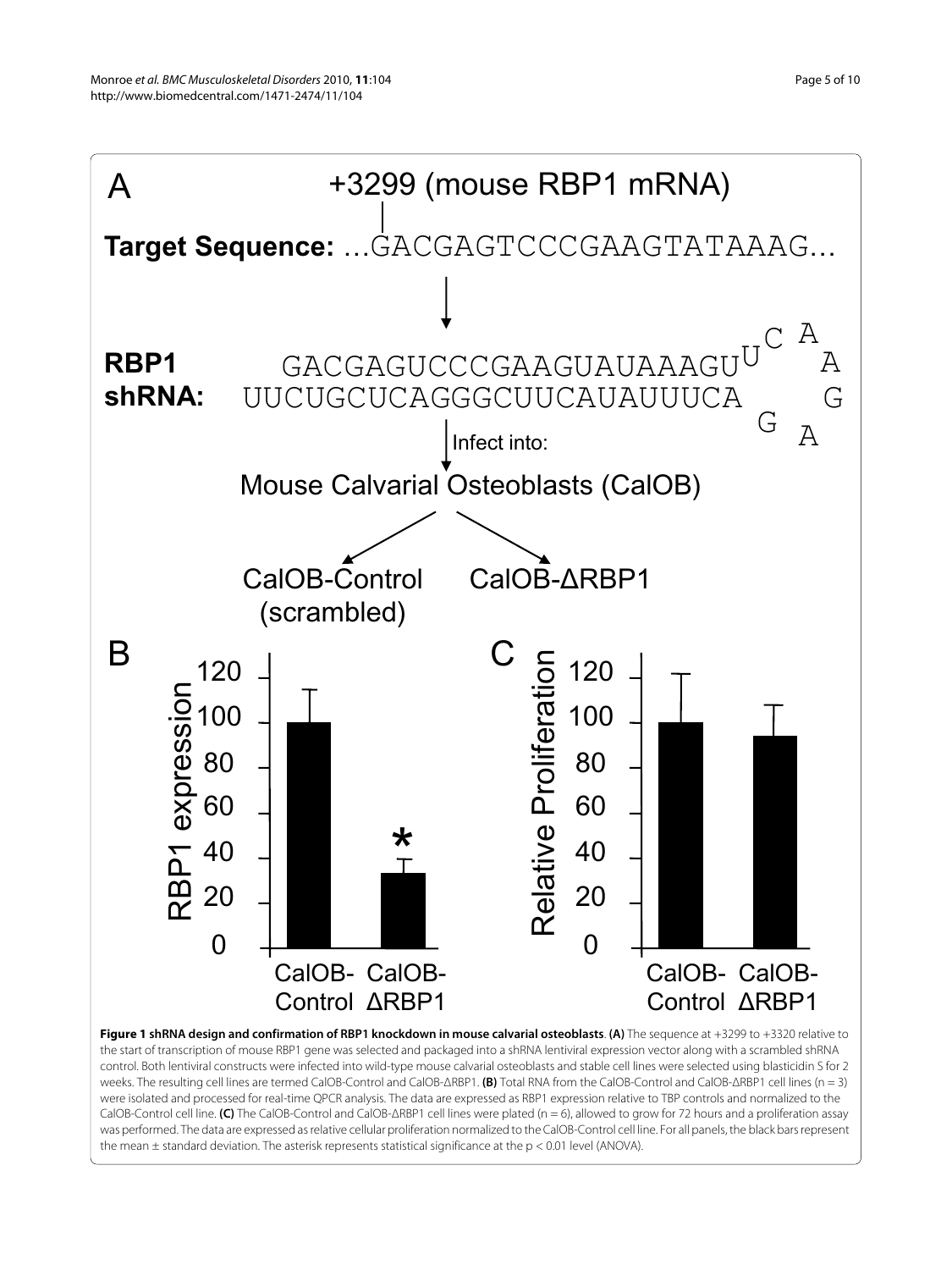A

+3299 (mouse RBP1 mRNA)

**Target Sequence:** ...GACGAGTCCCGAAGTATAAAG...

**RBP1 shRNA:**

```
GACGAGUCCCGAAGUAUAAAGUUCAAGA
UUCUGCUCAGGGCUUCAUAUUUCA    G
```

Infect into:

Mouse Calvarial Osteoblasts (CalOB)

CalOB-Control (scrambled) | CalOB-ΔRBP1

B — RBP1 expression: CalOB-Control, CalOB-ΔRBP1 (*)

C — Relative Proliferation: CalOB-Control, CalOB-ΔRBP1

**Figure 1 shRNA design and confirmation of RBP1 knockdown in mouse calvarial osteoblasts**. **(A)** The sequence at +3299 to +3320 relative to the start of transcription of mouse RBP1 gene was selected and packaged into a shRNA lentiviral expression vector along with a scrambled shRNA control. Both lentiviral constructs were infected into wild-type mouse calvarial osteoblasts and stable cell lines were selected using blasticidin S for 2 weeks. The resulting cell lines are termed CalOB-Control and CalOB-ΔRBP1. **(B)** Total RNA from the CalOB-Control and CalOB-ΔRBP1 cell lines (n = 3) were isolated and processed for real-time QPCR analysis. The data are expressed as RBP1 expression relative to TBP controls and normalized to the CalOB-Control cell line. **(C)** The CalOB-Control and CalOB-ΔRBP1 cell lines were plated (n = 6), allowed to grow for 72 hours and a proliferation assay was performed. The data are expressed as relative cellular proliferation normalized to the CalOB-Control cell line. For all panels, the black bars represent the mean ± standard deviation. The asterisk represents statistical significance at the $p < 0.01$ level (ANOVA).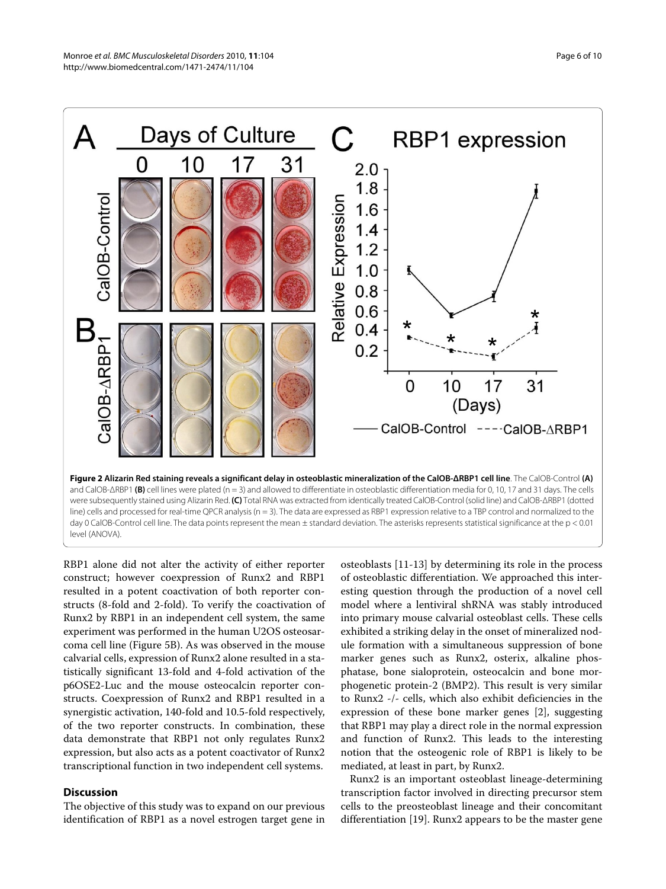**Figure 2 Alizarin Red staining reveals a significant delay in osteoblastic mineralization of the CalOB-ΔRBP1 cell line**. The CalOB-Control **(A)** and CalOB-ΔRBP1 **(B)** cell lines were plated (n = 3) and allowed to differentiate in osteoblastic differentiation media for 0, 10, 17 and 31 days. The cells were subsequently stained using Alizarin Red. **(C)** Total RNA was extracted from identically treated CalOB-Control (solid line) and CalOB-ΔRBP1 (dotted line) cells and processed for real-time QPCR analysis (n = 3). The data are expressed as RBP1 expression relative to a TBP control and normalized to the day 0 CalOB-Control cell line. The data points represent the mean ± standard deviation. The asterisks represents statistical significance at the p < 0.01 level (ANOVA).

RBP1 alone did not alter the activity of either reporter construct; however coexpression of Runx2 and RBP1 resulted in a potent coactivation of both reporter constructs (8-fold and 2-fold). To verify the coactivation of Runx2 by RBP1 in an independent cell system, the same experiment was performed in the human U2OS osteosarcoma cell line (Figure 5B). As was observed in the mouse calvarial cells, expression of Runx2 alone resulted in a statistically significant 13-fold and 4-fold activation of the p6OSE2-Luc and the mouse osteocalcin reporter constructs. Coexpression of Runx2 and RBP1 resulted in a synergistic activation, 140-fold and 10.5-fold respectively, of the two reporter constructs. In combination, these data demonstrate that RBP1 not only regulates Runx2 expression, but also acts as a potent coactivator of Runx2 transcriptional function in two independent cell systems.

## Discussion

The objective of this study was to expand on our previous identification of RBP1 as a novel estrogen target gene in osteoblasts [11-13] by determining its role in the process of osteoblastic differentiation. We approached this interesting question through the production of a novel cell model where a lentiviral shRNA was stably introduced into primary mouse calvarial osteoblast cells. These cells exhibited a striking delay in the onset of mineralized nodule formation with a simultaneous suppression of bone marker genes such as Runx2, osterix, alkaline phosphatase, bone sialoprotein, osteocalcin and bone morphogenetic protein-2 (BMP2). This result is very similar to Runx2 -/- cells, which also exhibit deficiencies in the expression of these bone marker genes [2], suggesting that RBP1 may play a direct role in the normal expression and function of Runx2. This leads to the interesting notion that the osteogenic role of RBP1 is likely to be mediated, at least in part, by Runx2.

Runx2 is an important osteoblast lineage-determining transcription factor involved in directing precursor stem cells to the preosteoblast lineage and their concomitant differentiation [19]. Runx2 appears to be the master gene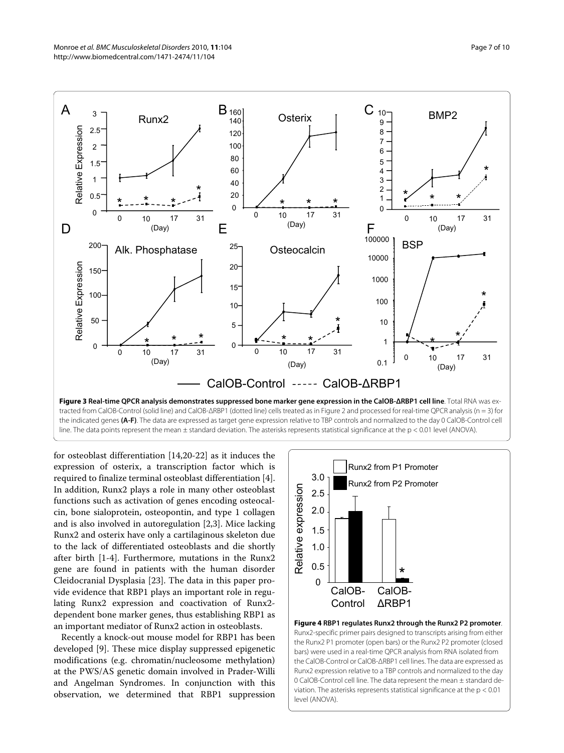**Figure 3 Real-time QPCR analysis demonstrates suppressed bone marker gene expression in the CalOB-ΔRBP1 cell line**. Total RNA was extracted from CalOB-Control (solid line) and CalOB-ΔRBP1 (dotted line) cells treated as in Figure 2 and processed for real-time QPCR analysis (n = 3) for the indicated genes **(A-F)**. The data are expressed as target gene expression relative to TBP controls and normalized to the day 0 CalOB-Control cell line. The data points represent the mean ± standard deviation. The asterisks represents statistical significance at the p < 0.01 level (ANOVA).

for osteoblast differentiation [14,20-22] as it induces the expression of osterix, a transcription factor which is required to finalize terminal osteoblast differentiation [4]. In addition, Runx2 plays a role in many other osteoblast functions such as activation of genes encoding osteocalcin, bone sialoprotein, osteopontin, and type 1 collagen and is also involved in autoregulation [2,3]. Mice lacking Runx2 and osterix have only a cartilaginous skeleton due to the lack of differentiated osteoblasts and die shortly after birth [1-4]. Furthermore, mutations in the Runx2 gene are found in patients with the human disorder Cleidocranial Dysplasia [23]. The data in this paper provide evidence that RBP1 plays an important role in regulating Runx2 expression and coactivation of Runx2-dependent bone marker genes, thus establishing RBP1 as an important mediator of Runx2 action in osteoblasts.

Recently a knock-out mouse model for RBP1 has been developed [9]. These mice display suppressed epigenetic modifications (e.g. chromatin/nucleosome methylation) at the PWS/AS genetic domain involved in Prader-Willi and Angelman Syndromes. In conjunction with this observation, we determined that RBP1 suppression

**Figure 4 RBP1 regulates Runx2 through the Runx2 P2 promoter**. Runx2-specific primer pairs designed to transcripts arising from either the Runx2 P1 promoter (open bars) or the Runx2 P2 promoter (closed bars) were used in a real-time QPCR analysis from RNA isolated from the CalOB-Control or CalOB-ΔRBP1 cell lines. The data are expressed as Runx2 expression relative to a TBP controls and normalized to the day 0 CalOB-Control cell line. The data represent the mean ± standard deviation. The asterisks represents statistical significance at the p < 0.01 level (ANOVA).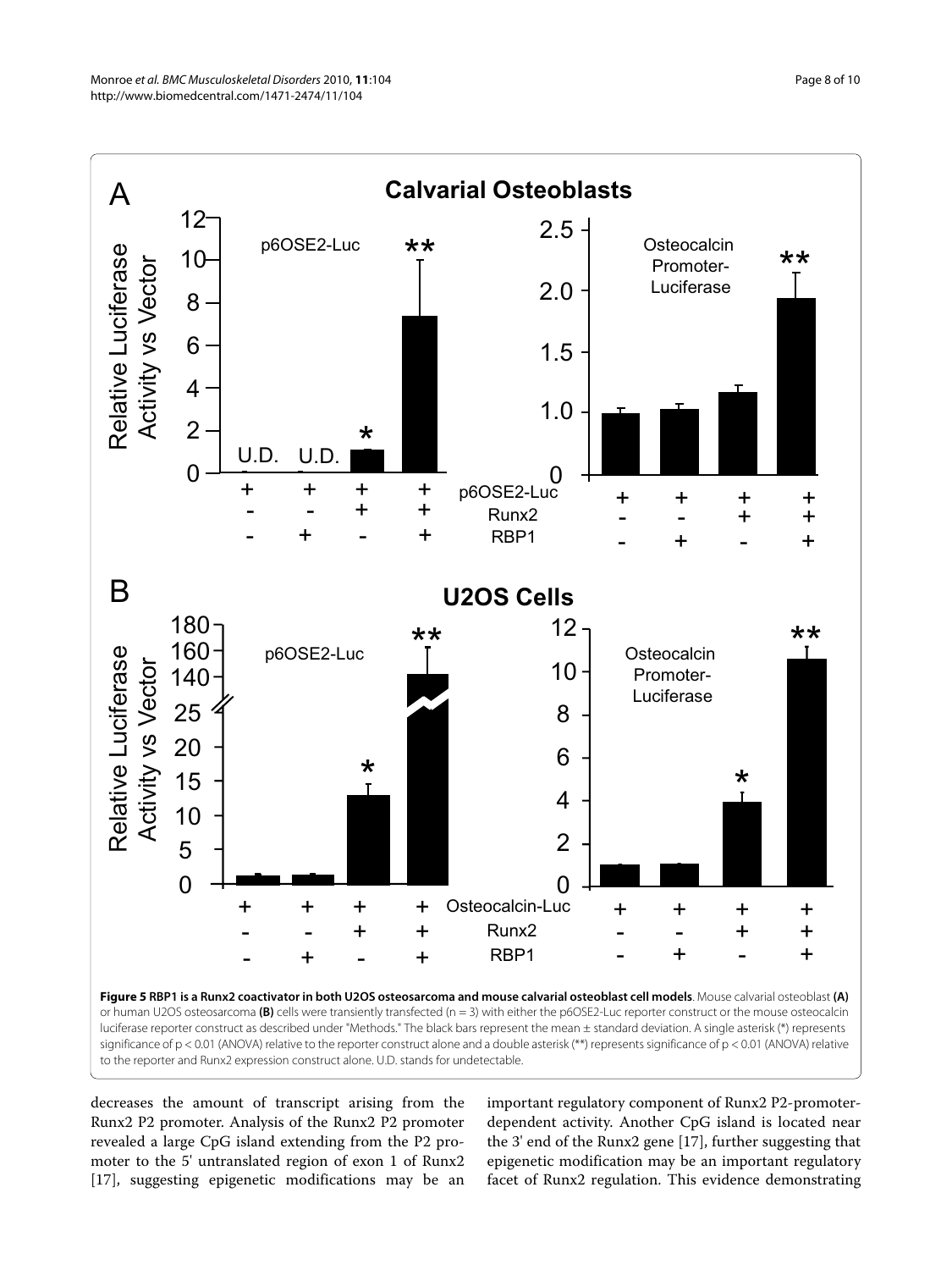**Figure 5 RBP1 is a Runx2 coactivator in both U2OS osteosarcoma and mouse calvarial osteoblast cell models**. Mouse calvarial osteoblast **(A)** or human U2OS osteosarcoma **(B)** cells were transiently transfected (n = 3) with either the p6OSE2-Luc reporter construct or the mouse osteocalcin luciferase reporter construct as described under "Methods." The black bars represent the mean ± standard deviation. A single asterisk (*) represents significance of p < 0.01 (ANOVA) relative to the reporter construct alone and a double asterisk (**) represents significance of p < 0.01 (ANOVA) relative to the reporter and Runx2 expression construct alone. U.D. stands for undetectable.

decreases the amount of transcript arising from the Runx2 P2 promoter. Analysis of the Runx2 P2 promoter revealed a large CpG island extending from the P2 promoter to the 5' untranslated region of exon 1 of Runx2 [17], suggesting epigenetic modifications may be an important regulatory component of Runx2 P2-promoter-dependent activity. Another CpG island is located near the 3' end of the Runx2 gene [17], further suggesting that epigenetic modification may be an important regulatory facet of Runx2 regulation. This evidence demonstrating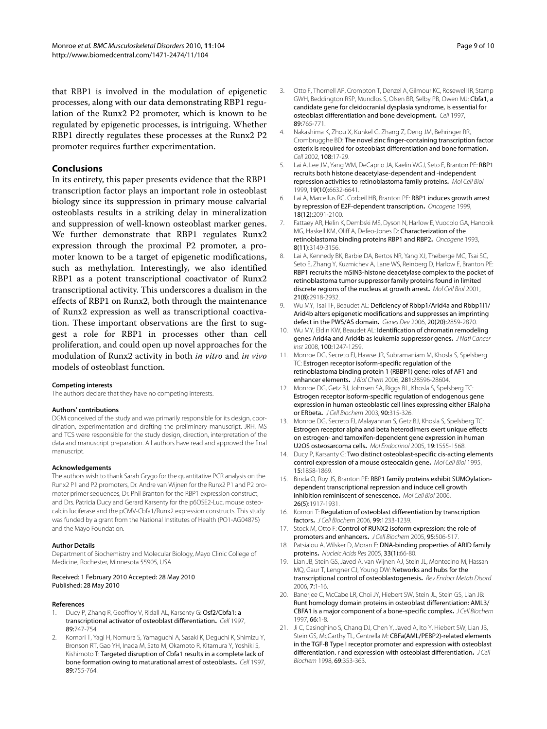that RBP1 is involved in the modulation of epigenetic processes, along with our data demonstrating RBP1 regulation of the Runx2 P2 promoter, which is known to be regulated by epigenetic processes, is intriguing. Whether RBP1 directly regulates these processes at the Runx2 P2 promoter requires further experimentation.

## Conclusions

In its entirety, this paper presents evidence that the RBP1 transcription factor plays an important role in osteoblast biology since its suppression in primary mouse calvarial osteoblasts results in a striking delay in mineralization and suppression of well-known osteoblast marker genes. We further demonstrate that RBP1 regulates Runx2 expression through the proximal P2 promoter, a promoter known to be a target of epigenetic modifications, such as methylation. Interestingly, we also identified RBP1 as a potent transcriptional coactivator of Runx2 transcriptional activity. This underscores a dualism in the effects of RBP1 on Runx2, both through the maintenance of Runx2 expression as well as transcriptional coactivation. These important observations are the first to suggest a role for RBP1 in processes other than cell proliferation, and could open up novel approaches for the modulation of Runx2 activity in both *in vitro* and *in vivo* models of osteoblast function.

#### Competing interests

The authors declare that they have no competing interests.

#### Authors' contributions

DGM conceived of the study and was primarily responsible for its design, coordination, experimentation and drafting the preliminary manuscript. JRH, MS and TCS were responsible for the study design, direction, interpretation of the data and manuscript preparation. All authors have read and approved the final manuscript.

#### Acknowledgements

The authors wish to thank Sarah Grygo for the quantitative PCR analysis on the Runx2 P1 and P2 promoters, Dr. Andre van Wijnen for the Runx2 P1 and P2 promoter primer sequences, Dr. Phil Branton for the RBP1 expression construct, and Drs. Patricia Ducy and Gerard Karsenty for the p6OSE2-Luc, mouse osteocalcin luciferase and the pCMV-Cbfa1/Runx2 expression constructs. This study was funded by a grant from the National Institutes of Health (PO1-AG04875) and the Mayo Foundation.

#### Author Details

Department of Biochemistry and Molecular Biology, Mayo Clinic College of Medicine, Rochester, Minnesota 55905, USA

Received: 1 February 2010 Accepted: 28 May 2010
Published: 28 May 2010

#### References

1. Ducy P, Zhang R, Geoffroy V, Ridall AL, Karsenty G: **Osf2/Cbfa1: a transcriptional activator of osteoblast differentiation.** *Cell* 1997, **89:**747-754.
2. Komori T, Yagi H, Nomura S, Yamaguchi A, Sasaki K, Deguchi K, Shimizu Y, Bronson RT, Gao YH, Inada M, Sato M, Okamoto R, Kitamura Y, Yoshiki S, Kishimoto T: **Targeted disruption of Cbfa1 results in a complete lack of bone formation owing to maturational arrest of osteoblasts.** *Cell* 1997, **89:**755-764.
3. Otto F, Thornell AP, Crompton T, Denzel A, Gilmour KC, Rosewell IR, Stamp GWH, Beddington RSP, Mundlos S, Olsen BR, Selby PB, Owen MJ: **Cbfa1, a candidate gene for cleidocranial dysplasia syndrome, is essential for osteoblast differentiation and bone development.** *Cell* 1997, **89:**765-771.
4. Nakashima K, Zhou X, Kunkel G, Zhang Z, Deng JM, Behringer RR, Crombrugghe BD: **The novel zinc finger-containing transcription factor osterix is required for osteoblast differentiation and bone formation.** *Cell* 2002, **108:**17-29.
5. Lai A, Lee JM, Yang WM, DeCaprio JA, Kaelin WGJ, Seto E, Branton PE: **RBP1 recruits both histone deacetylase-dependent and -independent repression activities to retinoblastoma family proteins.** *Mol Cell Biol* 1999, **19(10):**6632-6641.
6. Lai A, Marcellus RC, Corbeil HB, Branton PE: **RBP1 induces growth arrest by repression of E2F-dependent transcription.** *Oncogene* 1999, **18(12):**2091-2100.
7. Fattaey AR, Helin K, Dembski MS, Dyson N, Harlow E, Vuocolo GA, Hanobik MG, Haskell KM, Oliff A, Defeo-Jones D: **Characterization of the retinoblastoma binding proteins RBP1 and RBP2.** *Oncogene* 1993, **8(11):**3149-3156.
8. Lai A, Kennedy BK, Barbie DA, Bertos NR, Yang XJ, Theberge MC, Tsai SC, Seto E, Zhang Y, Kuzmichev A, Lane WS, Reinberg D, Harlow E, Branton PE: **RBP1 recruits the mSIN3-histone deacetylase complex to the pocket of retinoblastoma tumor suppressor family proteins found in limited discrete regions of the nucleus at growth arrest.** *Mol Cell Biol* 2001, **21(8):**2918-2932.
9. Wu MY, Tsai TF, Beaudet AL: **Deficiency of Rbbp1/Arid4a and Rbbp1l1/Arid4b alters epigenetic modifications and suppresses an imprinting defect in the PWS/AS domain.** *Genes Dev* 2006, **20(20):**2859-2870.
10. Wu MY, Eldin KW, Beaudet AL: **Identification of chromatin remodeling genes Arid4a and Arid4b as leukemia suppressor genes.** *J Natl Cancer Inst* 2008, **100:**1247-1259.
11. Monroe DG, Secreto FJ, Hawse JR, Subramaniam M, Khosla S, Spelsberg TC: **Estrogen receptor isoform-specific regulation of the retinoblastoma binding protein 1 (RBBP1) gene: roles of AF1 and enhancer elements.** *J Biol Chem* 2006, **281:**28596-28604.
12. Monroe DG, Getz BJ, Johnsen SA, Riggs BL, Khosla S, Spelsberg TC: **Estrogen receptor isoform-specific regulation of endogenous gene expression in human osteoblastic cell lines expressing either ERalpha or ERbeta.** *J Cell Biochem* 2003, **90:**315-326.
13. Monroe DG, Secreto FJ, Malayannan S, Getz BJ, Khosla S, Spelsberg TC: **Estrogen receptor alpha and beta heterodimers exert unique effects on estrogen- and tamoxifen-dependent gene expression in human U2OS osteosarcoma cells.** *Mol Endocrinol* 2005, **19:**1555-1568.
14. Ducy P, Karsenty G: **Two distinct osteoblast-specific cis-acting elements control expression of a mouse osteocalcin gene.** *Mol Cell Biol* 1995, **15:**1858-1869.
15. Binda O, Roy JS, Branton PE: **RBP1 family proteins exhibit SUMOylation-dependent transcriptional repression and induce cell growth inhibition reminiscent of senescence.** *Mol Cell Biol* 2006, **26(5):**1917-1931.
16. Komori T: **Regulation of osteoblast differentiation by transcription factors.** *J Cell Biochem* 2006, **99:**1233-1239.
17. Stock M, Otto F: **Control of RUNX2 isoform expression: the role of promoters and enhancers.** *J Cell Biochem* 2005, **95:**506-517.
18. Patsialou A, Wilsker D, Moran E: **DNA-binding properties of ARID family proteins.** *Nucleic Acids Res* 2005, **33(1):**66-80.
19. Lian JB, Stein GS, Javed A, van Wijnen AJ, Stein JL, Montecino M, Hassan MQ, Gaur T, Lengner CJ, Young DW: **Networks and hubs for the transcriptional control of osteoblastogenesis.** *Rev Endocr Metab Disord* 2006, **7:**1-16.
20. Banerjee C, McCabe LR, Choi JY, Hiebert SW, Stein JL, Stein GS, Lian JB: **Runt homology domain proteins in osteoblast differentiation: AML3/CBFA1 is a major component of a bone-specific complex.** *J Cell Biochem* 1997, **66:**1-8.
21. Ji C, Casinghino S, Chang DJ, Chen Y, Javed A, Ito Y, Hiebert SW, Lian JB, Stein GS, McCarthy TL, Centrella M: **CBFa(AML/PEBP2)-related elements in the TGF-B Type I receptor promoter and expression with osteoblast differentiation. r and expression with osteoblast differentiation.** *J Cell Biochem* 1998, **69:**353-363.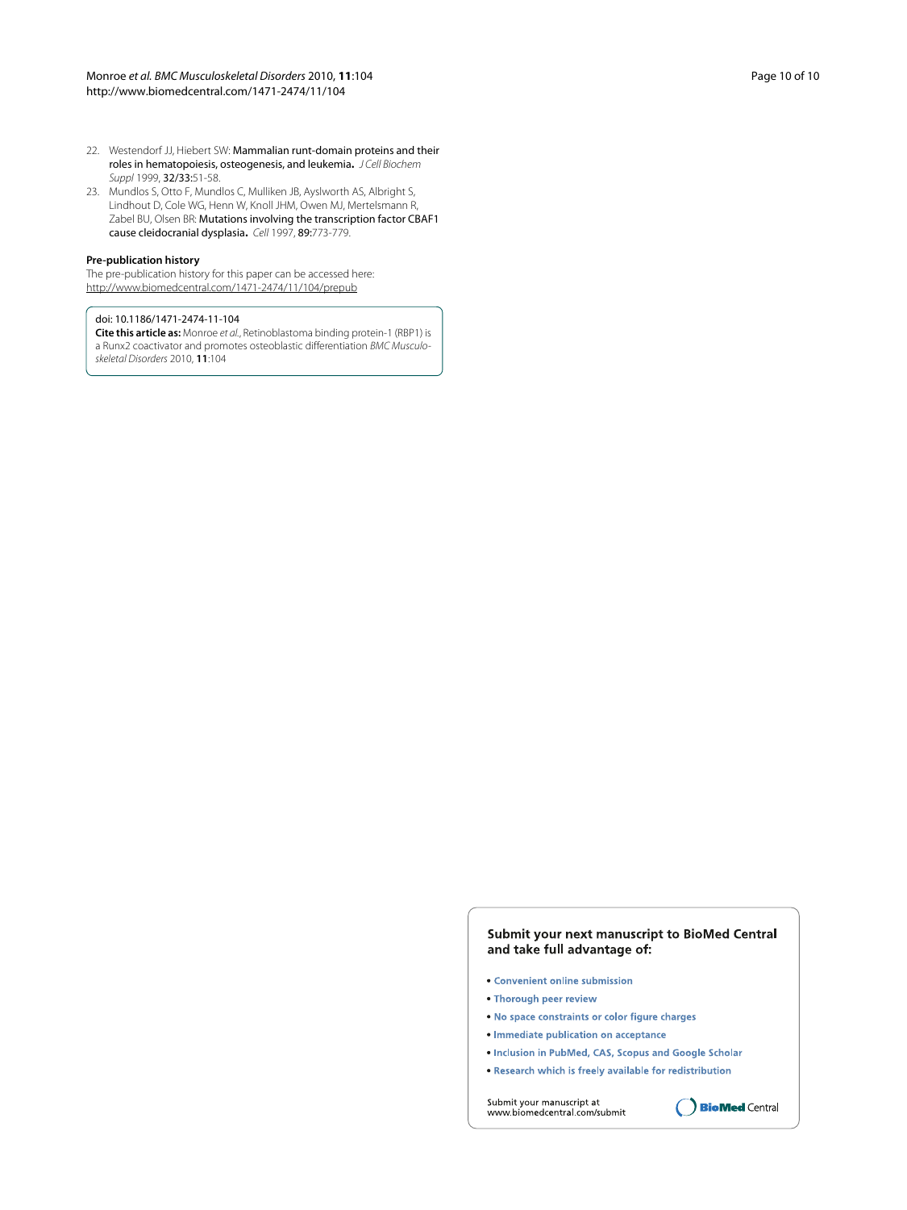22. Westendorf JJ, Hiebert SW: **Mammalian runt-domain proteins and their roles in hematopoiesis, osteogenesis, and leukemia.** *J Cell Biochem Suppl* 1999, **32/33:**51-58.
23. Mundlos S, Otto F, Mundlos C, Mulliken JB, Aylsworth AS, Albright S, Lindhout D, Cole WG, Henn W, Knoll JHM, Owen MJ, Mertelsmann R, Zabel BU, Olsen BR: **Mutations involving the transcription factor CBAF1 cause cleidocranial dysplasia.** *Cell* 1997, **89:**773-779.

### Pre-publication history

The pre-publication history for this paper can be accessed here:
http://www.biomedcentral.com/1471-2474/11/104/prepub

doi: 10.1186/1471-2474-11-104
**Cite this article as:** Monroe *et al.*, Retinoblastoma binding protein-1 (RBP1) is a Runx2 coactivator and promotes osteoblastic differentiation *BMC Musculoskeletal Disorders* 2010, **11**:104

**Submit your next manuscript to BioMed Central and take full advantage of:**

- Convenient online submission
- Thorough peer review
- No space constraints or color figure charges
- Immediate publication on acceptance
- Inclusion in PubMed, CAS, Scopus and Google Scholar
- Research which is freely available for redistribution

Submit your manuscript at
www.biomedcentral.com/submit

BioMed Central